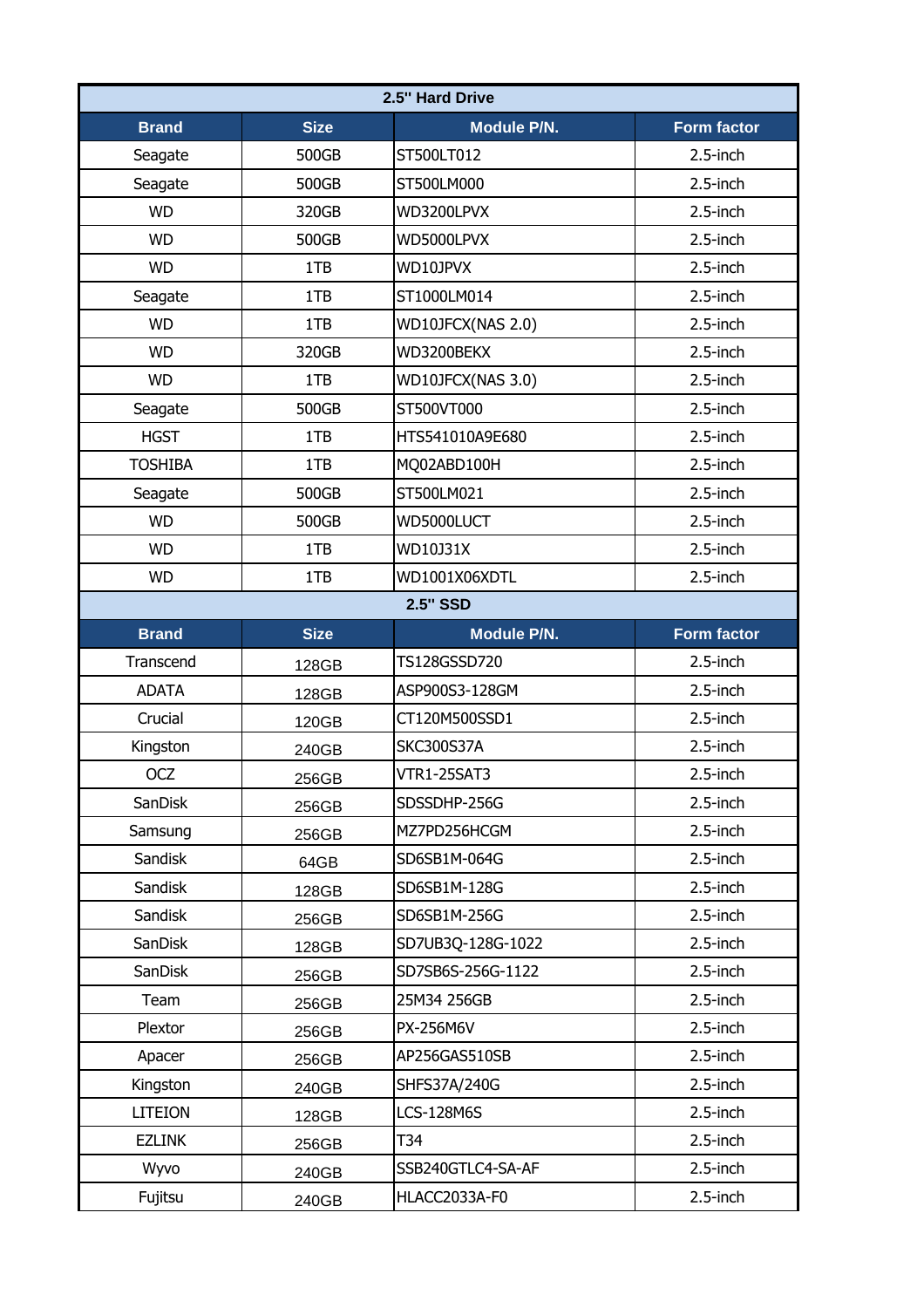| 2.5" Hard Drive | | | |
|---|---|---|---|
| **Brand** | **Size** | **Module P/N.** | **Form factor** |
| Seagate | 500GB | ST500LT012 | 2.5-inch |
| Seagate | 500GB | ST500LM000 | 2.5-inch |
| WD | 320GB | WD3200LPVX | 2.5-inch |
| WD | 500GB | WD5000LPVX | 2.5-inch |
| WD | 1TB | WD10JPVX | 2.5-inch |
| Seagate | 1TB | ST1000LM014 | 2.5-inch |
| WD | 1TB | WD10JFCX(NAS 2.0) | 2.5-inch |
| WD | 320GB | WD3200BEKX | 2.5-inch |
| WD | 1TB | WD10JFCX(NAS 3.0) | 2.5-inch |
| Seagate | 500GB | ST500VT000 | 2.5-inch |
| HGST | 1TB | HTS541010A9E680 | 2.5-inch |
| TOSHIBA | 1TB | MQ02ABD100H | 2.5-inch |
| Seagate | 500GB | ST500LM021 | 2.5-inch |
| WD | 500GB | WD5000LUCT | 2.5-inch |
| WD | 1TB | WD10J31X | 2.5-inch |
| WD | 1TB | WD1001X06XDTL | 2.5-inch |

| 2.5" SSD | | | |
|---|---|---|---|
| **Brand** | **Size** | **Module P/N.** | **Form factor** |
| Transcend | 128GB | TS128GSSD720 | 2.5-inch |
| ADATA | 128GB | ASP900S3-128GM | 2.5-inch |
| Crucial | 120GB | CT120M500SSD1 | 2.5-inch |
| Kingston | 240GB | SKC300S37A | 2.5-inch |
| OCZ | 256GB | VTR1-25SAT3 | 2.5-inch |
| SanDisk | 256GB | SDSSDHP-256G | 2.5-inch |
| Samsung | 256GB | MZ7PD256HCGM | 2.5-inch |
| Sandisk | 64GB | SD6SB1M-064G | 2.5-inch |
| Sandisk | 128GB | SD6SB1M-128G | 2.5-inch |
| Sandisk | 256GB | SD6SB1M-256G | 2.5-inch |
| SanDisk | 128GB | SD7UB3Q-128G-1022 | 2.5-inch |
| SanDisk | 256GB | SD7SB6S-256G-1122 | 2.5-inch |
| Team | 256GB | 25M34 256GB | 2.5-inch |
| Plextor | 256GB | PX-256M6V | 2.5-inch |
| Apacer | 256GB | AP256GAS510SB | 2.5-inch |
| Kingston | 240GB | SHFS37A/240G | 2.5-inch |
| LITEION | 128GB | LCS-128M6S | 2.5-inch |
| EZLINK | 256GB | T34 | 2.5-inch |
| Wyvo | 240GB | SSB240GTLC4-SA-AF | 2.5-inch |
| Fujitsu | 240GB | HLACC2033A-F0 | 2.5-inch |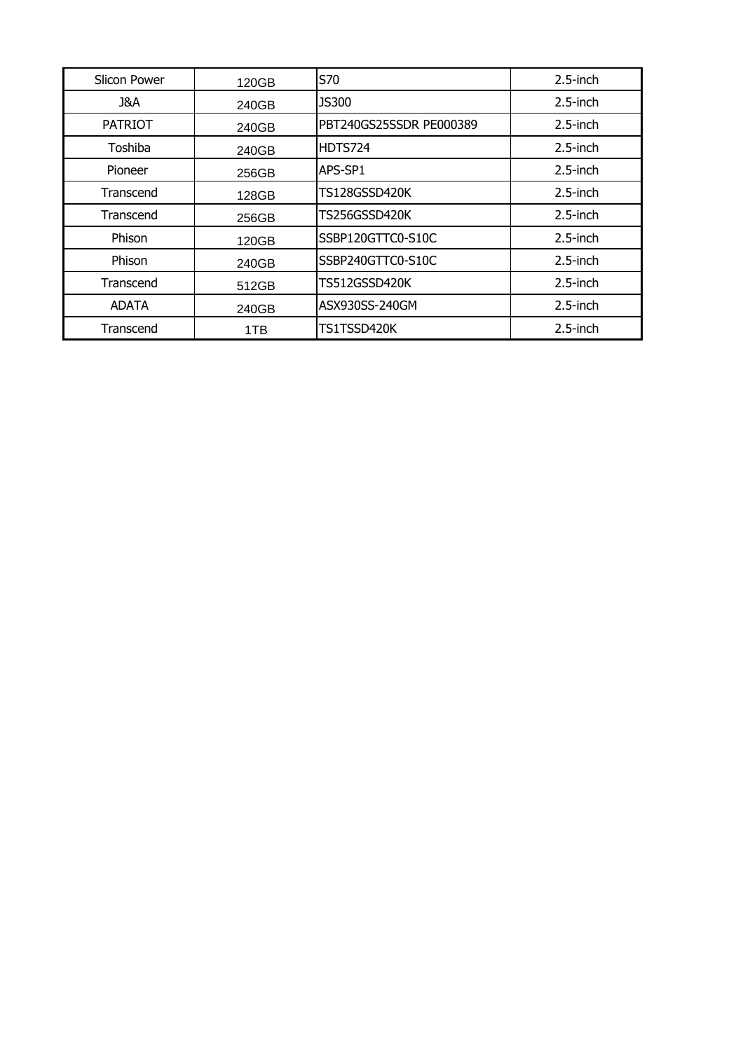| | | | |
|---|---|---|---|
| Slicon Power | 120GB | S70 | 2.5-inch |
| J&A | 240GB | JS300 | 2.5-inch |
| PATRIOT | 240GB | PBT240GS25SSDR PE000389 | 2.5-inch |
| Toshiba | 240GB | HDTS724 | 2.5-inch |
| Pioneer | 256GB | APS-SP1 | 2.5-inch |
| Transcend | 128GB | TS128GSSD420K | 2.5-inch |
| Transcend | 256GB | TS256GSSD420K | 2.5-inch |
| Phison | 120GB | SSBP120GTTC0-S10C | 2.5-inch |
| Phison | 240GB | SSBP240GTTC0-S10C | 2.5-inch |
| Transcend | 512GB | TS512GSSD420K | 2.5-inch |
| ADATA | 240GB | ASX930SS-240GM | 2.5-inch |
| Transcend | 1TB | TS1TSSD420K | 2.5-inch |